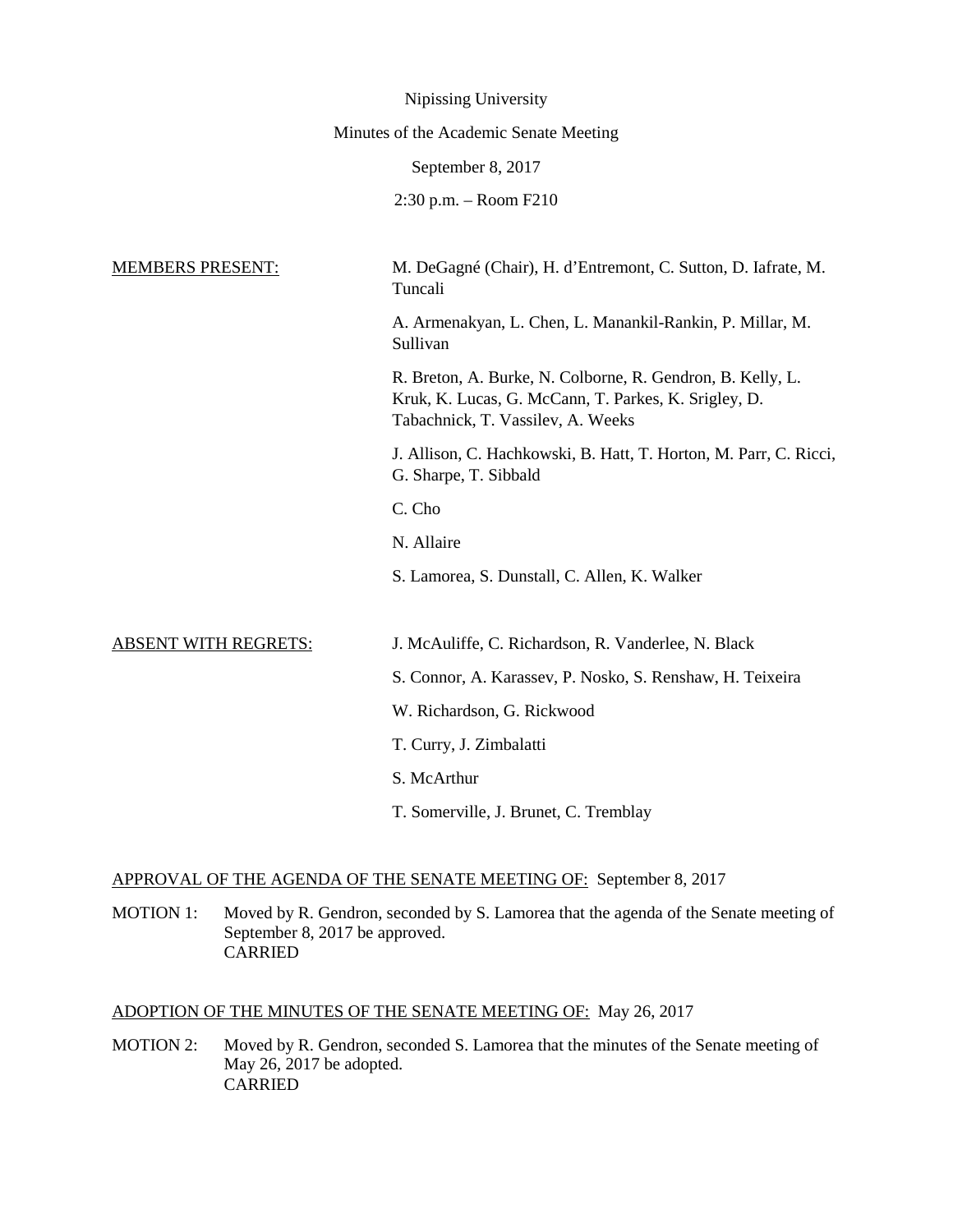Nipissing University

Minutes of the Academic Senate Meeting

September 8, 2017

2:30 p.m. – Room F210

| | |
|---|---|
| MEMBERS PRESENT: | M. DeGagné (Chair), H. d'Entremont, C. Sutton, D. Iafrate, M. Tuncali |
| | A. Armenakyan, L. Chen, L. Manankil-Rankin, P. Millar, M. Sullivan |
| | R. Breton, A. Burke, N. Colborne, R. Gendron, B. Kelly, L. Kruk, K. Lucas, G. McCann, T. Parkes, K. Srigley, D. Tabachnick, T. Vassilev, A. Weeks |
| | J. Allison, C. Hachkowski, B. Hatt, T. Horton, M. Parr, C. Ricci, G. Sharpe, T. Sibbald |
| | C. Cho |
| | N. Allaire |
| | S. Lamorea, S. Dunstall, C. Allen, K. Walker |
| ABSENT WITH REGRETS: | J. McAuliffe, C. Richardson, R. Vanderlee, N. Black |
| | S. Connor, A. Karassev, P. Nosko, S. Renshaw, H. Teixeira |
| | W. Richardson, G. Rickwood |
| | T. Curry, J. Zimbalatti |
| | S. McArthur |
| | T. Somerville, J. Brunet, C. Tremblay |

APPROVAL OF THE AGENDA OF THE SENATE MEETING OF: September 8, 2017

MOTION 1: Moved by R. Gendron, seconded by S. Lamorea that the agenda of the Senate meeting of September 8, 2017 be approved.
CARRIED

ADOPTION OF THE MINUTES OF THE SENATE MEETING OF: May 26, 2017

MOTION 2: Moved by R. Gendron, seconded S. Lamorea that the minutes of the Senate meeting of May 26, 2017 be adopted.
CARRIED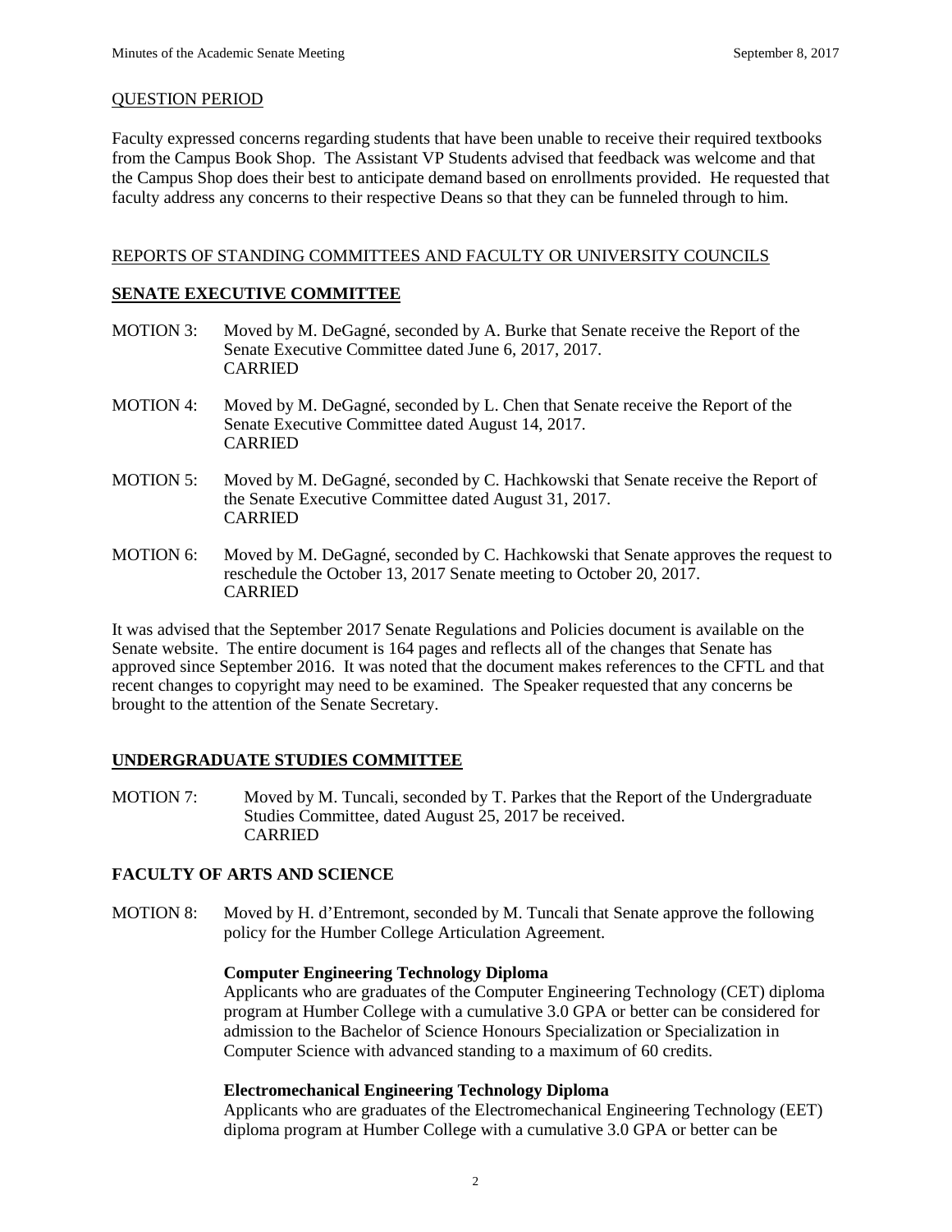QUESTION PERIOD

Faculty expressed concerns regarding students that have been unable to receive their required textbooks from the Campus Book Shop. The Assistant VP Students advised that feedback was welcome and that the Campus Shop does their best to anticipate demand based on enrollments provided. He requested that faculty address any concerns to their respective Deans so that they can be funneled through to him.

REPORTS OF STANDING COMMITTEES AND FACULTY OR UNIVERSITY COUNCILS

**SENATE EXECUTIVE COMMITTEE**

MOTION 3: Moved by M. DeGagné, seconded by A. Burke that Senate receive the Report of the Senate Executive Committee dated June 6, 2017, 2017.
CARRIED

MOTION 4: Moved by M. DeGagné, seconded by L. Chen that Senate receive the Report of the Senate Executive Committee dated August 14, 2017.
CARRIED

MOTION 5: Moved by M. DeGagné, seconded by C. Hachkowski that Senate receive the Report of the Senate Executive Committee dated August 31, 2017.
CARRIED

MOTION 6: Moved by M. DeGagné, seconded by C. Hachkowski that Senate approves the request to reschedule the October 13, 2017 Senate meeting to October 20, 2017.
CARRIED

It was advised that the September 2017 Senate Regulations and Policies document is available on the Senate website. The entire document is 164 pages and reflects all of the changes that Senate has approved since September 2016. It was noted that the document makes references to the CFTL and that recent changes to copyright may need to be examined. The Speaker requested that any concerns be brought to the attention of the Senate Secretary.

**UNDERGRADUATE STUDIES COMMITTEE**

MOTION 7: Moved by M. Tuncali, seconded by T. Parkes that the Report of the Undergraduate Studies Committee, dated August 25, 2017 be received.
CARRIED

**FACULTY OF ARTS AND SCIENCE**

MOTION 8: Moved by H. d'Entremont, seconded by M. Tuncali that Senate approve the following policy for the Humber College Articulation Agreement.

**Computer Engineering Technology Diploma**
Applicants who are graduates of the Computer Engineering Technology (CET) diploma program at Humber College with a cumulative 3.0 GPA or better can be considered for admission to the Bachelor of Science Honours Specialization or Specialization in Computer Science with advanced standing to a maximum of 60 credits.

**Electromechanical Engineering Technology Diploma**
Applicants who are graduates of the Electromechanical Engineering Technology (EET) diploma program at Humber College with a cumulative 3.0 GPA or better can be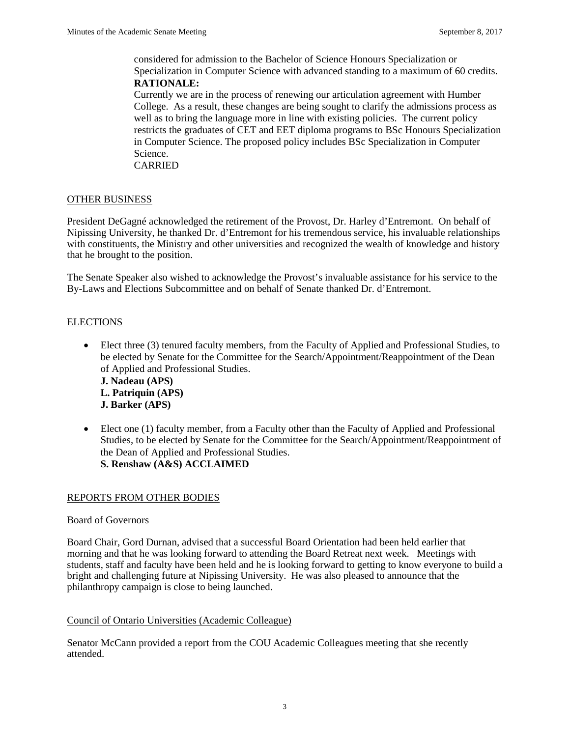considered for admission to the Bachelor of Science Honours Specialization or Specialization in Computer Science with advanced standing to a maximum of 60 credits.

**RATIONALE:**

Currently we are in the process of renewing our articulation agreement with Humber College. As a result, these changes are being sought to clarify the admissions process as well as to bring the language more in line with existing policies. The current policy restricts the graduates of CET and EET diploma programs to BSc Honours Specialization in Computer Science. The proposed policy includes BSc Specialization in Computer Science.

CARRIED

## OTHER BUSINESS

President DeGagné acknowledged the retirement of the Provost, Dr. Harley d'Entremont. On behalf of Nipissing University, he thanked Dr. d'Entremont for his tremendous service, his invaluable relationships with constituents, the Ministry and other universities and recognized the wealth of knowledge and history that he brought to the position.

The Senate Speaker also wished to acknowledge the Provost's invaluable assistance for his service to the By-Laws and Elections Subcommittee and on behalf of Senate thanked Dr. d'Entremont.

## ELECTIONS

- Elect three (3) tenured faculty members, from the Faculty of Applied and Professional Studies, to be elected by Senate for the Committee for the Search/Appointment/Reappointment of the Dean of Applied and Professional Studies.
  **J. Nadeau (APS)**
  **L. Patriquin (APS)**
  **J. Barker (APS)**

- Elect one (1) faculty member, from a Faculty other than the Faculty of Applied and Professional Studies, to be elected by Senate for the Committee for the Search/Appointment/Reappointment of the Dean of Applied and Professional Studies.
  **S. Renshaw (A&S) ACCLAIMED**

## REPORTS FROM OTHER BODIES

### Board of Governors

Board Chair, Gord Durnan, advised that a successful Board Orientation had been held earlier that morning and that he was looking forward to attending the Board Retreat next week. Meetings with students, staff and faculty have been held and he is looking forward to getting to know everyone to build a bright and challenging future at Nipissing University. He was also pleased to announce that the philanthropy campaign is close to being launched.

### Council of Ontario Universities (Academic Colleague)

Senator McCann provided a report from the COU Academic Colleagues meeting that she recently attended.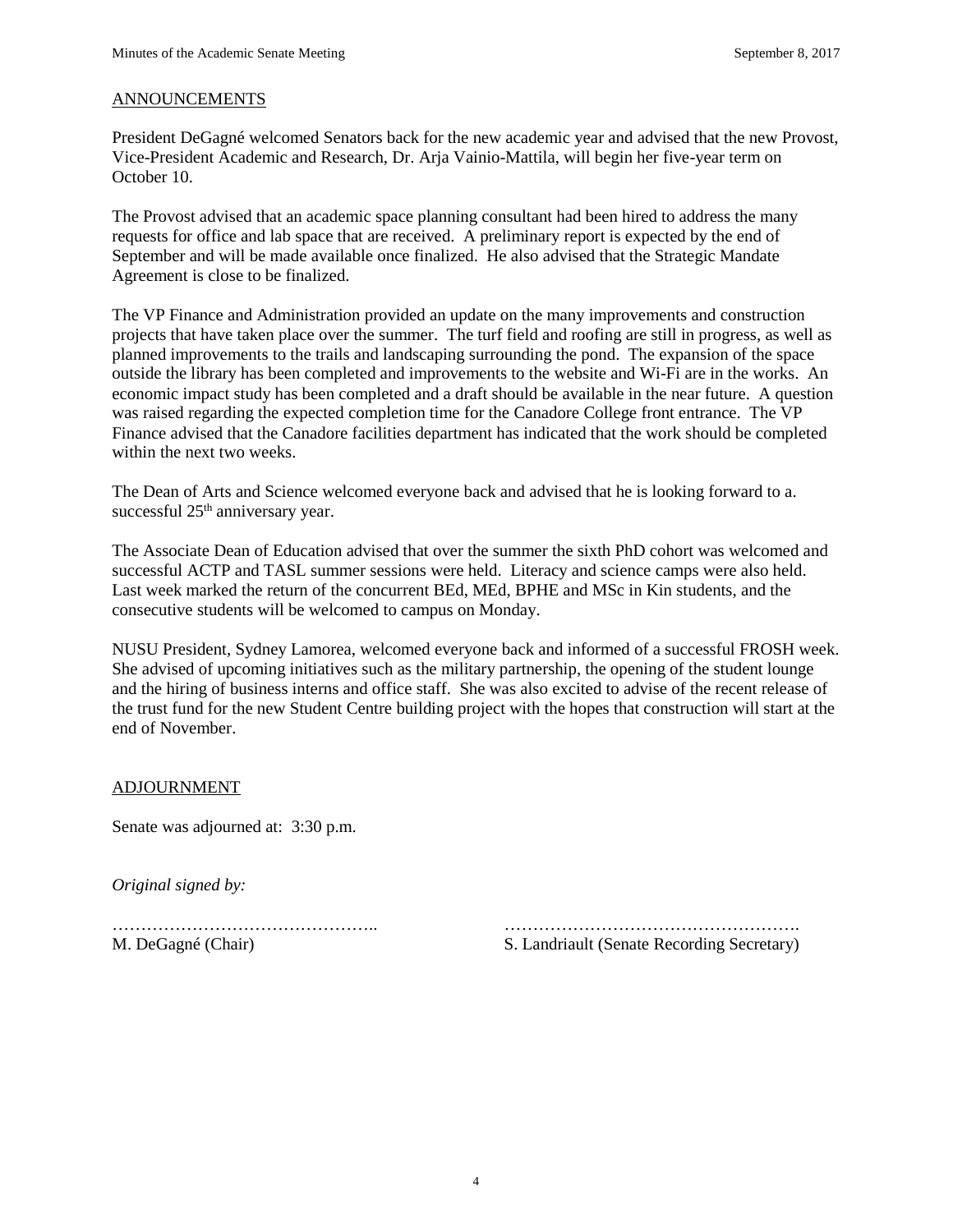## ANNOUNCEMENTS

President DeGagné welcomed Senators back for the new academic year and advised that the new Provost, Vice-President Academic and Research, Dr. Arja Vainio-Mattila, will begin her five-year term on October 10.

The Provost advised that an academic space planning consultant had been hired to address the many requests for office and lab space that are received. A preliminary report is expected by the end of September and will be made available once finalized. He also advised that the Strategic Mandate Agreement is close to be finalized.

The VP Finance and Administration provided an update on the many improvements and construction projects that have taken place over the summer. The turf field and roofing are still in progress, as well as planned improvements to the trails and landscaping surrounding the pond. The expansion of the space outside the library has been completed and improvements to the website and Wi-Fi are in the works. An economic impact study has been completed and a draft should be available in the near future. A question was raised regarding the expected completion time for the Canadore College front entrance. The VP Finance advised that the Canadore facilities department has indicated that the work should be completed within the next two weeks.

The Dean of Arts and Science welcomed everyone back and advised that he is looking forward to a. successful 25th anniversary year.

The Associate Dean of Education advised that over the summer the sixth PhD cohort was welcomed and successful ACTP and TASL summer sessions were held. Literacy and science camps were also held. Last week marked the return of the concurrent BEd, MEd, BPHE and MSc in Kin students, and the consecutive students will be welcomed to campus on Monday.

NUSU President, Sydney Lamorea, welcomed everyone back and informed of a successful FROSH week. She advised of upcoming initiatives such as the military partnership, the opening of the student lounge and the hiring of business interns and office staff. She was also excited to advise of the recent release of the trust fund for the new Student Centre building project with the hopes that construction will start at the end of November.

## ADJOURNMENT

Senate was adjourned at: 3:30 p.m.

*Original signed by:*

……………………………………….. ……………………………………………

M. DeGagné (Chair) S. Landriault (Senate Recording Secretary)